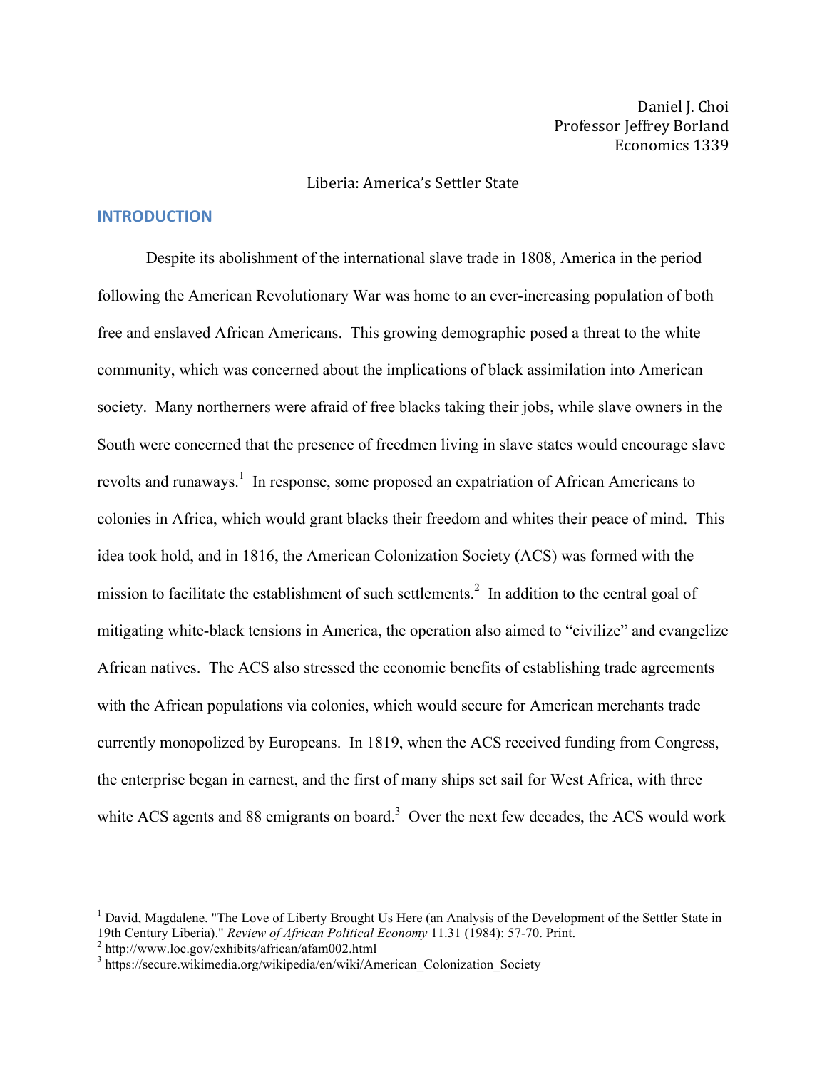Daniel J. Choi
Professor Jeffrey Borland
Economics 1339

# Liberia: America's Settler State

## INTRODUCTION

Despite its abolishment of the international slave trade in 1808, America in the period following the American Revolutionary War was home to an ever-increasing population of both free and enslaved African Americans. This growing demographic posed a threat to the white community, which was concerned about the implications of black assimilation into American society. Many northerners were afraid of free blacks taking their jobs, while slave owners in the South were concerned that the presence of freedmen living in slave states would encourage slave revolts and runaways.[1] In response, some proposed an expatriation of African Americans to colonies in Africa, which would grant blacks their freedom and whites their peace of mind. This idea took hold, and in 1816, the American Colonization Society (ACS) was formed with the mission to facilitate the establishment of such settlements.[2] In addition to the central goal of mitigating white-black tensions in America, the operation also aimed to "civilize" and evangelize African natives. The ACS also stressed the economic benefits of establishing trade agreements with the African populations via colonies, which would secure for American merchants trade currently monopolized by Europeans. In 1819, when the ACS received funding from Congress, the enterprise began in earnest, and the first of many ships set sail for West Africa, with three white ACS agents and 88 emigrants on board.[3] Over the next few decades, the ACS would work

---

[1] David, Magdalene. "The Love of Liberty Brought Us Here (an Analysis of the Development of the Settler State in 19th Century Liberia)." *Review of African Political Economy* 11.31 (1984): 57-70. Print.

[2] http://www.loc.gov/exhibits/african/afam002.html

[3] https://secure.wikimedia.org/wikipedia/en/wiki/American_Colonization_Society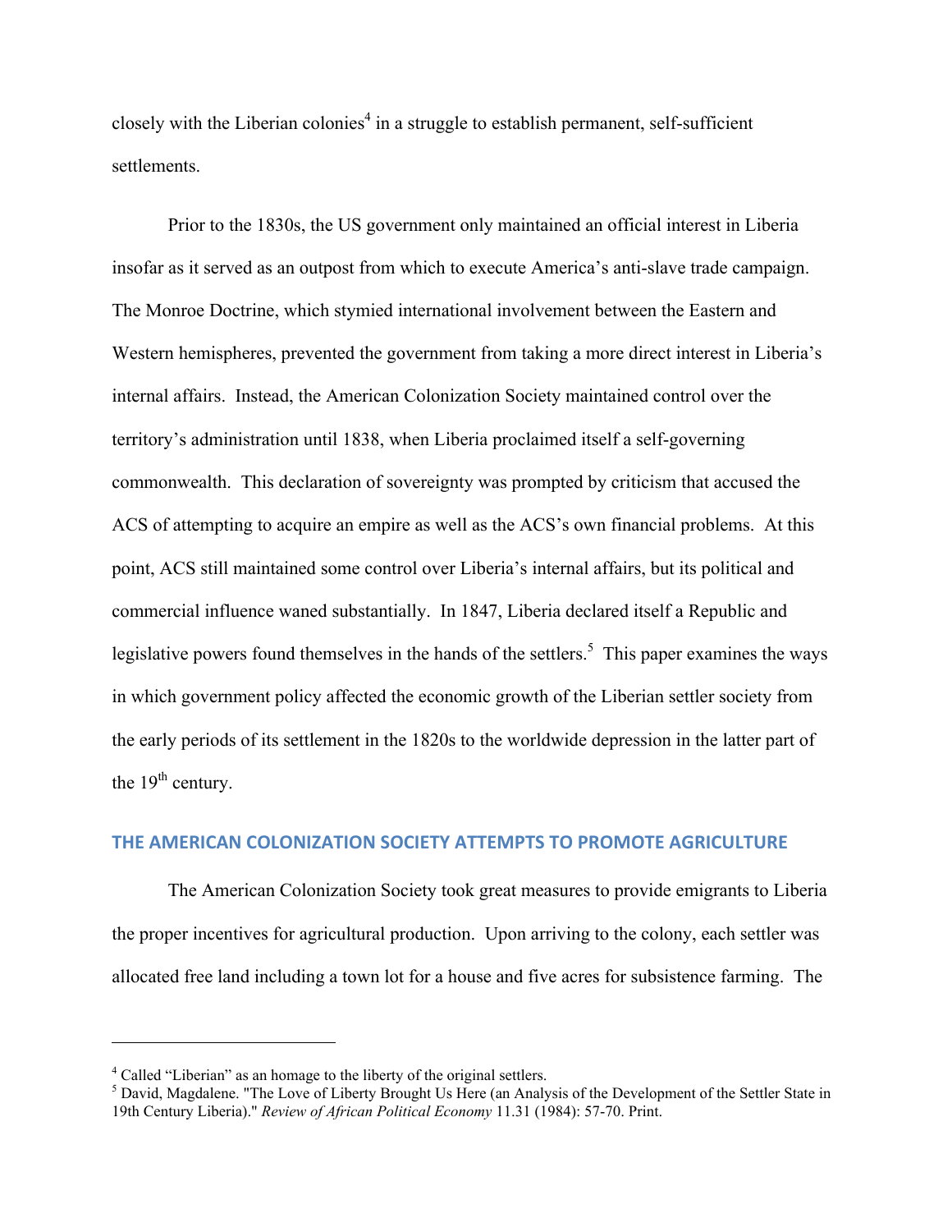closely with the Liberian colonies[4] in a struggle to establish permanent, self-sufficient settlements.

Prior to the 1830s, the US government only maintained an official interest in Liberia insofar as it served as an outpost from which to execute America's anti-slave trade campaign. The Monroe Doctrine, which stymied international involvement between the Eastern and Western hemispheres, prevented the government from taking a more direct interest in Liberia's internal affairs. Instead, the American Colonization Society maintained control over the territory's administration until 1838, when Liberia proclaimed itself a self-governing commonwealth. This declaration of sovereignty was prompted by criticism that accused the ACS of attempting to acquire an empire as well as the ACS's own financial problems. At this point, ACS still maintained some control over Liberia's internal affairs, but its political and commercial influence waned substantially. In 1847, Liberia declared itself a Republic and legislative powers found themselves in the hands of the settlers.[5] This paper examines the ways in which government policy affected the economic growth of the Liberian settler society from the early periods of its settlement in the 1820s to the worldwide depression in the latter part of the 19th century.

## THE AMERICAN COLONIZATION SOCIETY ATTEMPTS TO PROMOTE AGRICULTURE

The American Colonization Society took great measures to provide emigrants to Liberia the proper incentives for agricultural production. Upon arriving to the colony, each settler was allocated free land including a town lot for a house and five acres for subsistence farming. The

---

[4] Called "Liberian" as an homage to the liberty of the original settlers.

[5] David, Magdalene. "The Love of Liberty Brought Us Here (an Analysis of the Development of the Settler State in 19th Century Liberia)." *Review of African Political Economy* 11.31 (1984): 57-70. Print.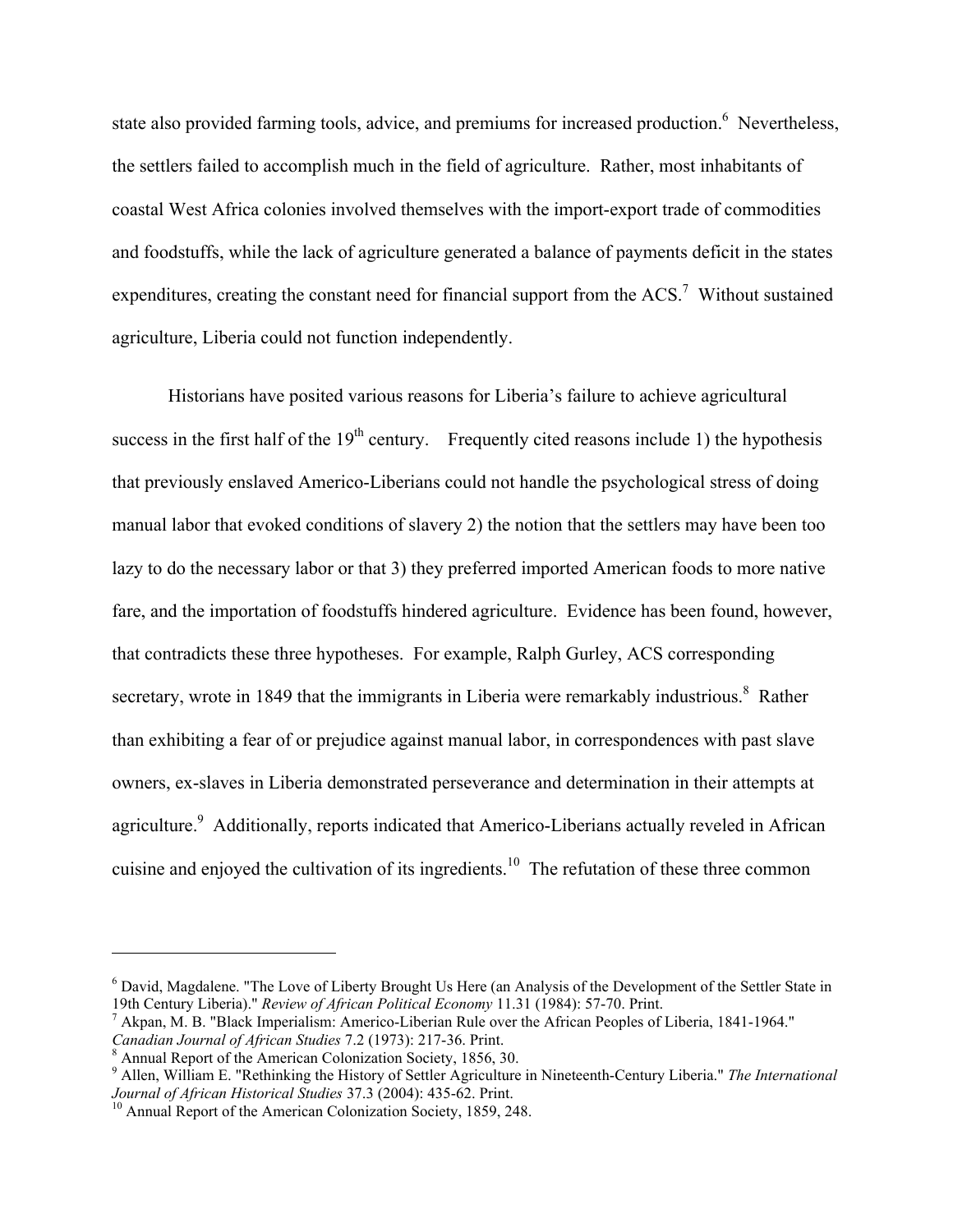state also provided farming tools, advice, and premiums for increased production.[6] Nevertheless, the settlers failed to accomplish much in the field of agriculture. Rather, most inhabitants of coastal West Africa colonies involved themselves with the import-export trade of commodities and foodstuffs, while the lack of agriculture generated a balance of payments deficit in the states expenditures, creating the constant need for financial support from the ACS.[7] Without sustained agriculture, Liberia could not function independently.

Historians have posited various reasons for Liberia's failure to achieve agricultural success in the first half of the 19th century. Frequently cited reasons include 1) the hypothesis that previously enslaved Americo-Liberians could not handle the psychological stress of doing manual labor that evoked conditions of slavery 2) the notion that the settlers may have been too lazy to do the necessary labor or that 3) they preferred imported American foods to more native fare, and the importation of foodstuffs hindered agriculture. Evidence has been found, however, that contradicts these three hypotheses. For example, Ralph Gurley, ACS corresponding secretary, wrote in 1849 that the immigrants in Liberia were remarkably industrious.[8] Rather than exhibiting a fear of or prejudice against manual labor, in correspondences with past slave owners, ex-slaves in Liberia demonstrated perseverance and determination in their attempts at agriculture.[9] Additionally, reports indicated that Americo-Liberians actually reveled in African cuisine and enjoyed the cultivation of its ingredients.[10] The refutation of these three common

---

[6] David, Magdalene. "The Love of Liberty Brought Us Here (an Analysis of the Development of the Settler State in 19th Century Liberia)." *Review of African Political Economy* 11.31 (1984): 57-70. Print.

[7] Akpan, M. B. "Black Imperialism: Americo-Liberian Rule over the African Peoples of Liberia, 1841-1964." *Canadian Journal of African Studies* 7.2 (1973): 217-36. Print.

[8] Annual Report of the American Colonization Society, 1856, 30.

[9] Allen, William E. "Rethinking the History of Settler Agriculture in Nineteenth-Century Liberia." *The International Journal of African Historical Studies* 37.3 (2004): 435-62. Print.

[10] Annual Report of the American Colonization Society, 1859, 248.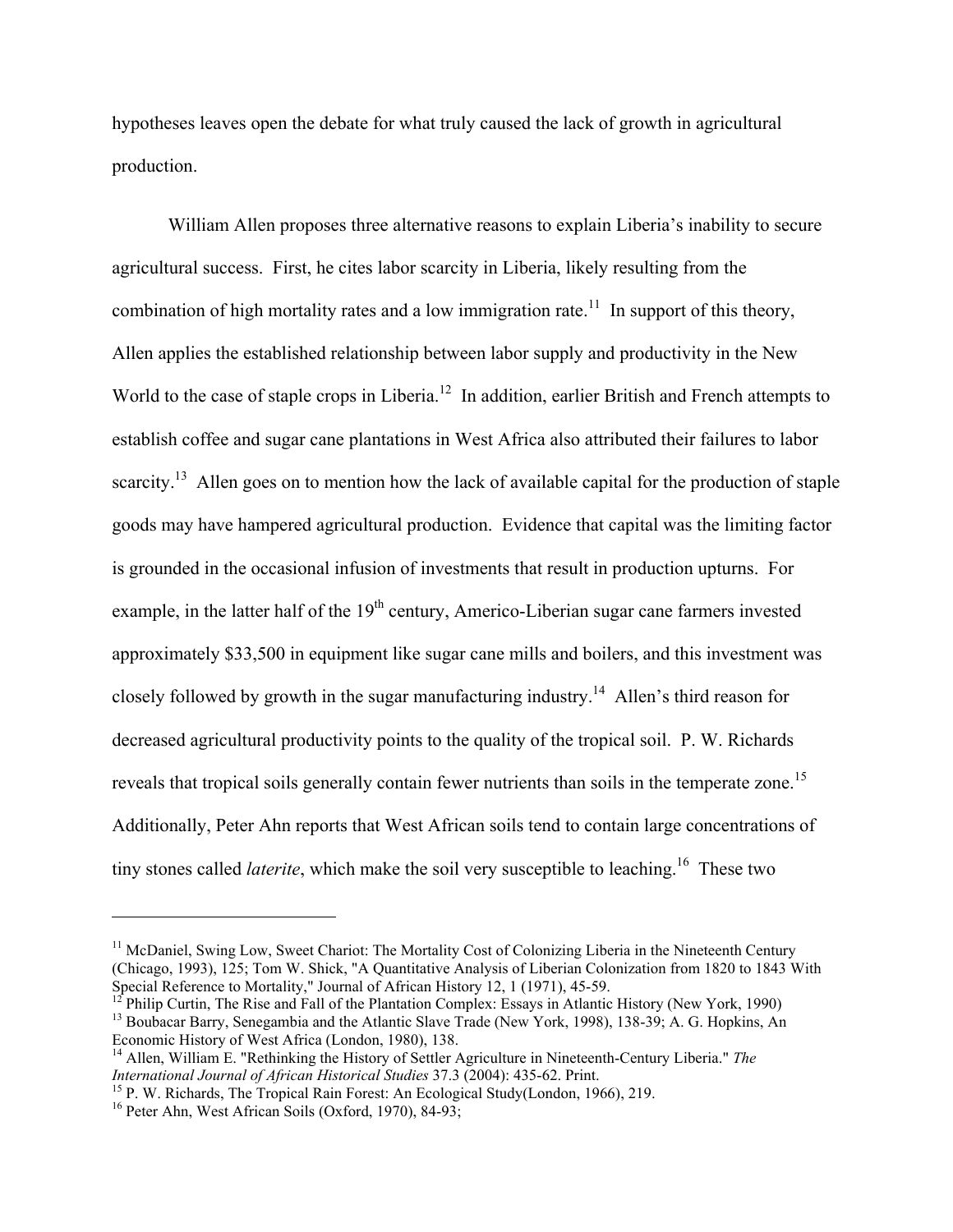hypotheses leaves open the debate for what truly caused the lack of growth in agricultural production.

William Allen proposes three alternative reasons to explain Liberia's inability to secure agricultural success. First, he cites labor scarcity in Liberia, likely resulting from the combination of high mortality rates and a low immigration rate.[11] In support of this theory, Allen applies the established relationship between labor supply and productivity in the New World to the case of staple crops in Liberia.[12] In addition, earlier British and French attempts to establish coffee and sugar cane plantations in West Africa also attributed their failures to labor scarcity.[13] Allen goes on to mention how the lack of available capital for the production of staple goods may have hampered agricultural production. Evidence that capital was the limiting factor is grounded in the occasional infusion of investments that result in production upturns. For example, in the latter half of the 19th century, Americo-Liberian sugar cane farmers invested approximately $33,500 in equipment like sugar cane mills and boilers, and this investment was closely followed by growth in the sugar manufacturing industry.[14] Allen's third reason for decreased agricultural productivity points to the quality of the tropical soil. P. W. Richards reveals that tropical soils generally contain fewer nutrients than soils in the temperate zone.[15] Additionally, Peter Ahn reports that West African soils tend to contain large concentrations of tiny stones called *laterite*, which make the soil very susceptible to leaching.[16] These two

---

[11] McDaniel, Swing Low, Sweet Chariot: The Mortality Cost of Colonizing Liberia in the Nineteenth Century (Chicago, 1993), 125; Tom W. Shick, "A Quantitative Analysis of Liberian Colonization from 1820 to 1843 With Special Reference to Mortality," Journal of African History 12, 1 (1971), 45-59.

[12] Philip Curtin, The Rise and Fall of the Plantation Complex: Essays in Atlantic History (New York, 1990)

[13] Boubacar Barry, Senegambia and the Atlantic Slave Trade (New York, 1998), 138-39; A. G. Hopkins, An Economic History of West Africa (London, 1980), 138.

[14] Allen, William E. "Rethinking the History of Settler Agriculture in Nineteenth-Century Liberia." *The International Journal of African Historical Studies* 37.3 (2004): 435-62. Print.

[15] P. W. Richards, The Tropical Rain Forest: An Ecological Study(London, 1966), 219.

[16] Peter Ahn, West African Soils (Oxford, 1970), 84-93;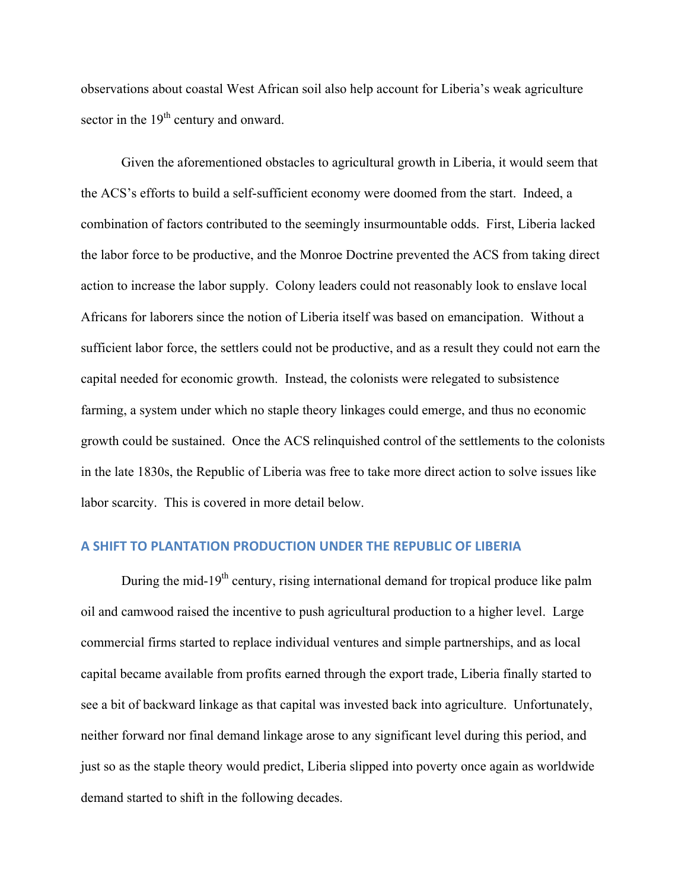observations about coastal West African soil also help account for Liberia's weak agriculture sector in the 19th century and onward.

Given the aforementioned obstacles to agricultural growth in Liberia, it would seem that the ACS's efforts to build a self-sufficient economy were doomed from the start. Indeed, a combination of factors contributed to the seemingly insurmountable odds. First, Liberia lacked the labor force to be productive, and the Monroe Doctrine prevented the ACS from taking direct action to increase the labor supply. Colony leaders could not reasonably look to enslave local Africans for laborers since the notion of Liberia itself was based on emancipation. Without a sufficient labor force, the settlers could not be productive, and as a result they could not earn the capital needed for economic growth. Instead, the colonists were relegated to subsistence farming, a system under which no staple theory linkages could emerge, and thus no economic growth could be sustained. Once the ACS relinquished control of the settlements to the colonists in the late 1830s, the Republic of Liberia was free to take more direct action to solve issues like labor scarcity. This is covered in more detail below.

## A SHIFT TO PLANTATION PRODUCTION UNDER THE REPUBLIC OF LIBERIA

During the mid-19th century, rising international demand for tropical produce like palm oil and camwood raised the incentive to push agricultural production to a higher level. Large commercial firms started to replace individual ventures and simple partnerships, and as local capital became available from profits earned through the export trade, Liberia finally started to see a bit of backward linkage as that capital was invested back into agriculture. Unfortunately, neither forward nor final demand linkage arose to any significant level during this period, and just so as the staple theory would predict, Liberia slipped into poverty once again as worldwide demand started to shift in the following decades.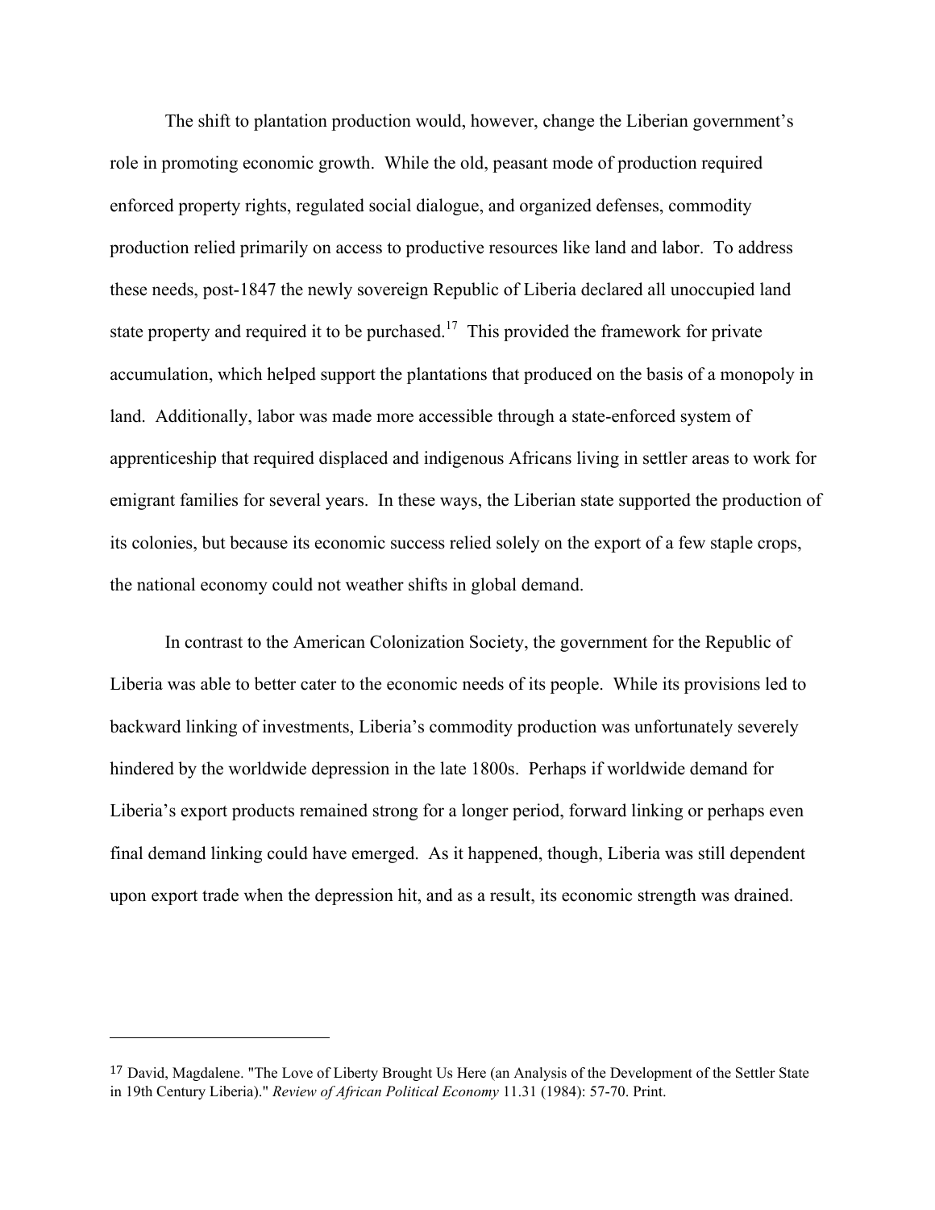The shift to plantation production would, however, change the Liberian government's role in promoting economic growth. While the old, peasant mode of production required enforced property rights, regulated social dialogue, and organized defenses, commodity production relied primarily on access to productive resources like land and labor. To address these needs, post-1847 the newly sovereign Republic of Liberia declared all unoccupied land state property and required it to be purchased.[17] This provided the framework for private accumulation, which helped support the plantations that produced on the basis of a monopoly in land. Additionally, labor was made more accessible through a state-enforced system of apprenticeship that required displaced and indigenous Africans living in settler areas to work for emigrant families for several years. In these ways, the Liberian state supported the production of its colonies, but because its economic success relied solely on the export of a few staple crops, the national economy could not weather shifts in global demand.

In contrast to the American Colonization Society, the government for the Republic of Liberia was able to better cater to the economic needs of its people. While its provisions led to backward linking of investments, Liberia's commodity production was unfortunately severely hindered by the worldwide depression in the late 1800s. Perhaps if worldwide demand for Liberia's export products remained strong for a longer period, forward linking or perhaps even final demand linking could have emerged. As it happened, though, Liberia was still dependent upon export trade when the depression hit, and as a result, its economic strength was drained.

---

[17] David, Magdalene. "The Love of Liberty Brought Us Here (an Analysis of the Development of the Settler State in 19th Century Liberia)." *Review of African Political Economy* 11.31 (1984): 57-70. Print.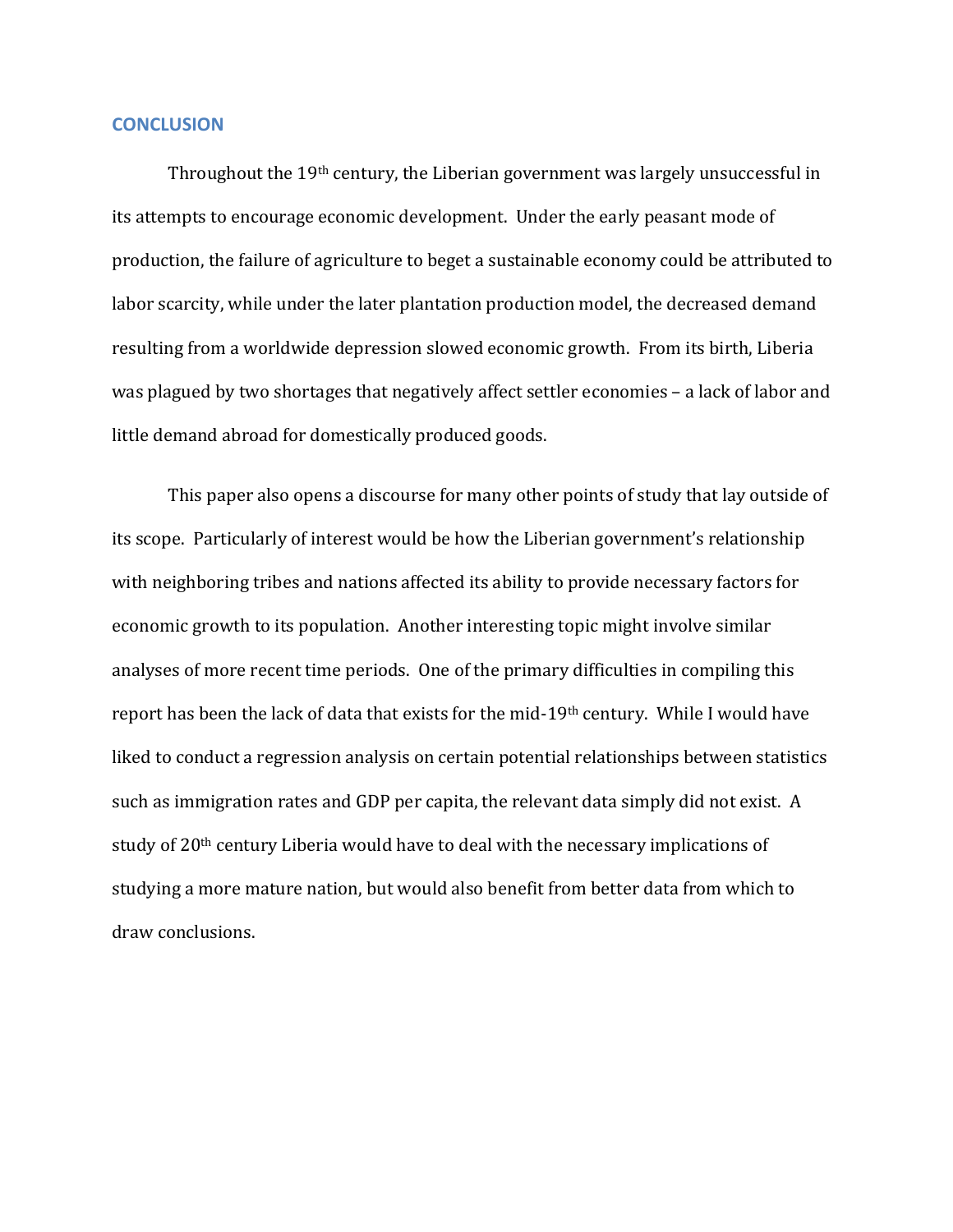## CONCLUSION

Throughout the 19th century, the Liberian government was largely unsuccessful in its attempts to encourage economic development. Under the early peasant mode of production, the failure of agriculture to beget a sustainable economy could be attributed to labor scarcity, while under the later plantation production model, the decreased demand resulting from a worldwide depression slowed economic growth. From its birth, Liberia was plagued by two shortages that negatively affect settler economies – a lack of labor and little demand abroad for domestically produced goods.

This paper also opens a discourse for many other points of study that lay outside of its scope. Particularly of interest would be how the Liberian government's relationship with neighboring tribes and nations affected its ability to provide necessary factors for economic growth to its population. Another interesting topic might involve similar analyses of more recent time periods. One of the primary difficulties in compiling this report has been the lack of data that exists for the mid-19th century. While I would have liked to conduct a regression analysis on certain potential relationships between statistics such as immigration rates and GDP per capita, the relevant data simply did not exist. A study of 20th century Liberia would have to deal with the necessary implications of studying a more mature nation, but would also benefit from better data from which to draw conclusions.